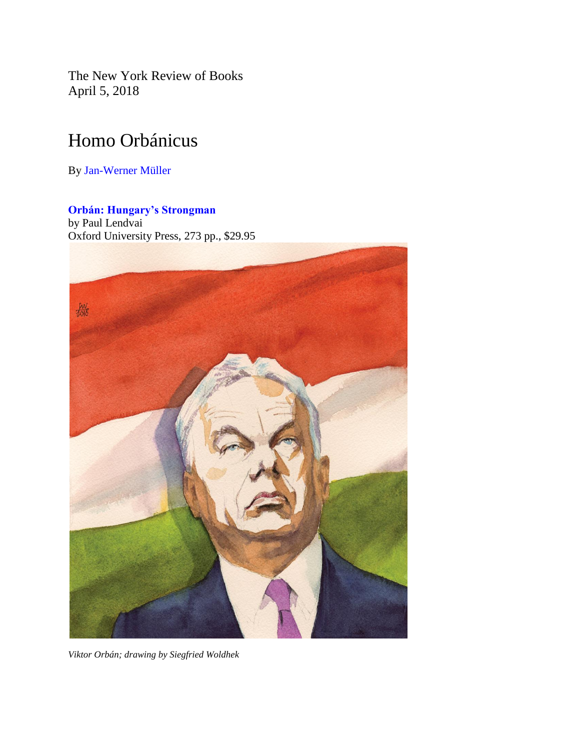The New York Review of Books
April 5, 2018

# Homo Orbánicus

By Jan-Werner Müller

**Orbán: Hungary's Strongman**
by Paul Lendvai
Oxford University Press, 273 pp., $29.95

*Viktor Orbán; drawing by Siegfried Woldhek*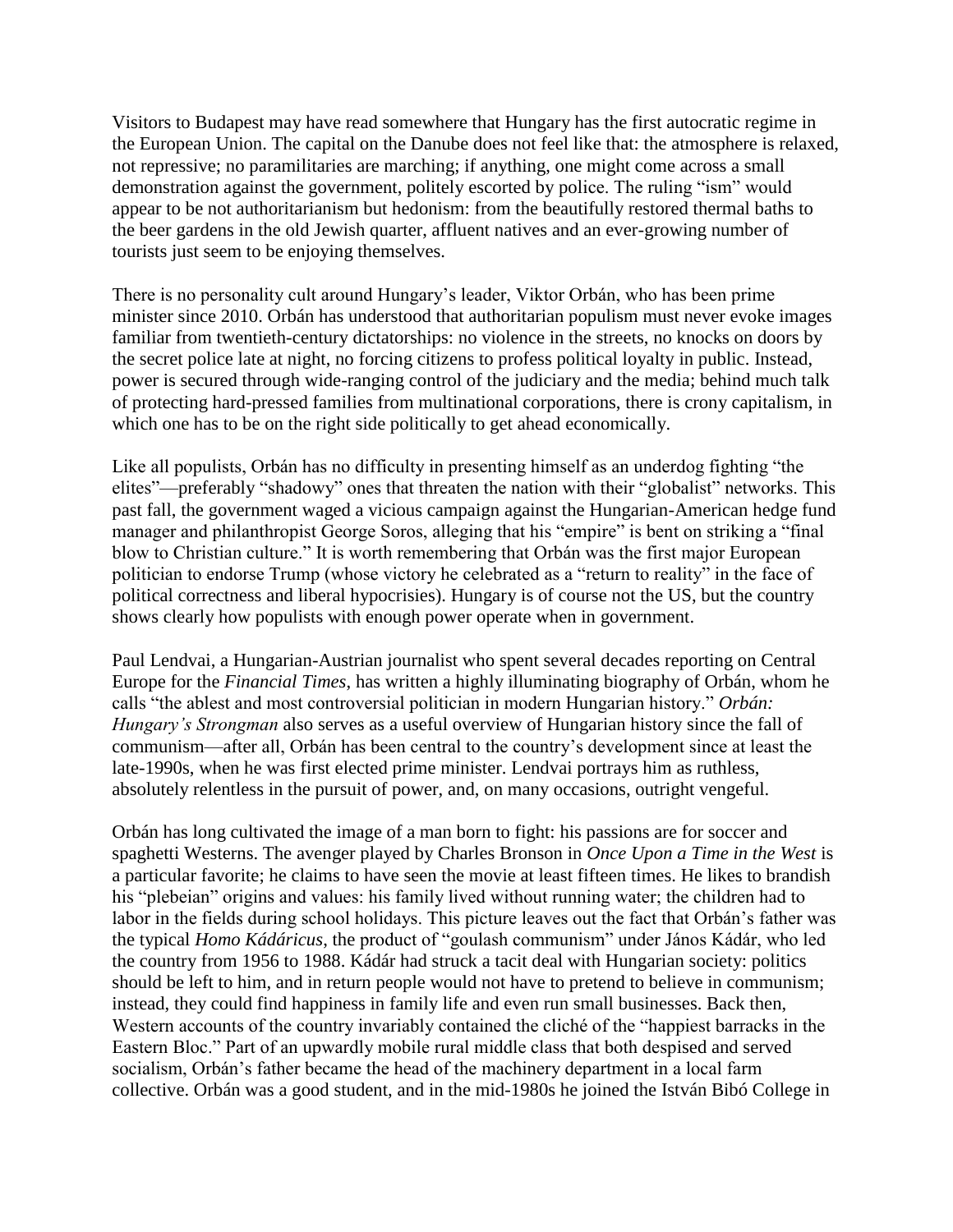Visitors to Budapest may have read somewhere that Hungary has the first autocratic regime in the European Union. The capital on the Danube does not feel like that: the atmosphere is relaxed, not repressive; no paramilitaries are marching; if anything, one might come across a small demonstration against the government, politely escorted by police. The ruling "ism" would appear to be not authoritarianism but hedonism: from the beautifully restored thermal baths to the beer gardens in the old Jewish quarter, affluent natives and an ever-growing number of tourists just seem to be enjoying themselves.

There is no personality cult around Hungary's leader, Viktor Orbán, who has been prime minister since 2010. Orbán has understood that authoritarian populism must never evoke images familiar from twentieth-century dictatorships: no violence in the streets, no knocks on doors by the secret police late at night, no forcing citizens to profess political loyalty in public. Instead, power is secured through wide-ranging control of the judiciary and the media; behind much talk of protecting hard-pressed families from multinational corporations, there is crony capitalism, in which one has to be on the right side politically to get ahead economically.

Like all populists, Orbán has no difficulty in presenting himself as an underdog fighting "the elites"—preferably "shadowy" ones that threaten the nation with their "globalist" networks. This past fall, the government waged a vicious campaign against the Hungarian-American hedge fund manager and philanthropist George Soros, alleging that his "empire" is bent on striking a "final blow to Christian culture." It is worth remembering that Orbán was the first major European politician to endorse Trump (whose victory he celebrated as a "return to reality" in the face of political correctness and liberal hypocrisies). Hungary is of course not the US, but the country shows clearly how populists with enough power operate when in government.

Paul Lendvai, a Hungarian-Austrian journalist who spent several decades reporting on Central Europe for the *Financial Times*, has written a highly illuminating biography of Orbán, whom he calls "the ablest and most controversial politician in modern Hungarian history." *Orbán: Hungary's Strongman* also serves as a useful overview of Hungarian history since the fall of communism—after all, Orbán has been central to the country's development since at least the late-1990s, when he was first elected prime minister. Lendvai portrays him as ruthless, absolutely relentless in the pursuit of power, and, on many occasions, outright vengeful.

Orbán has long cultivated the image of a man born to fight: his passions are for soccer and spaghetti Westerns. The avenger played by Charles Bronson in *Once Upon a Time in the West* is a particular favorite; he claims to have seen the movie at least fifteen times. He likes to brandish his "plebeian" origins and values: his family lived without running water; the children had to labor in the fields during school holidays. This picture leaves out the fact that Orbán's father was the typical *Homo Kádáricus*, the product of "goulash communism" under János Kádár, who led the country from 1956 to 1988. Kádár had struck a tacit deal with Hungarian society: politics should be left to him, and in return people would not have to pretend to believe in communism; instead, they could find happiness in family life and even run small businesses. Back then, Western accounts of the country invariably contained the cliché of the "happiest barracks in the Eastern Bloc." Part of an upwardly mobile rural middle class that both despised and served socialism, Orbán's father became the head of the machinery department in a local farm collective. Orbán was a good student, and in the mid-1980s he joined the István Bibó College in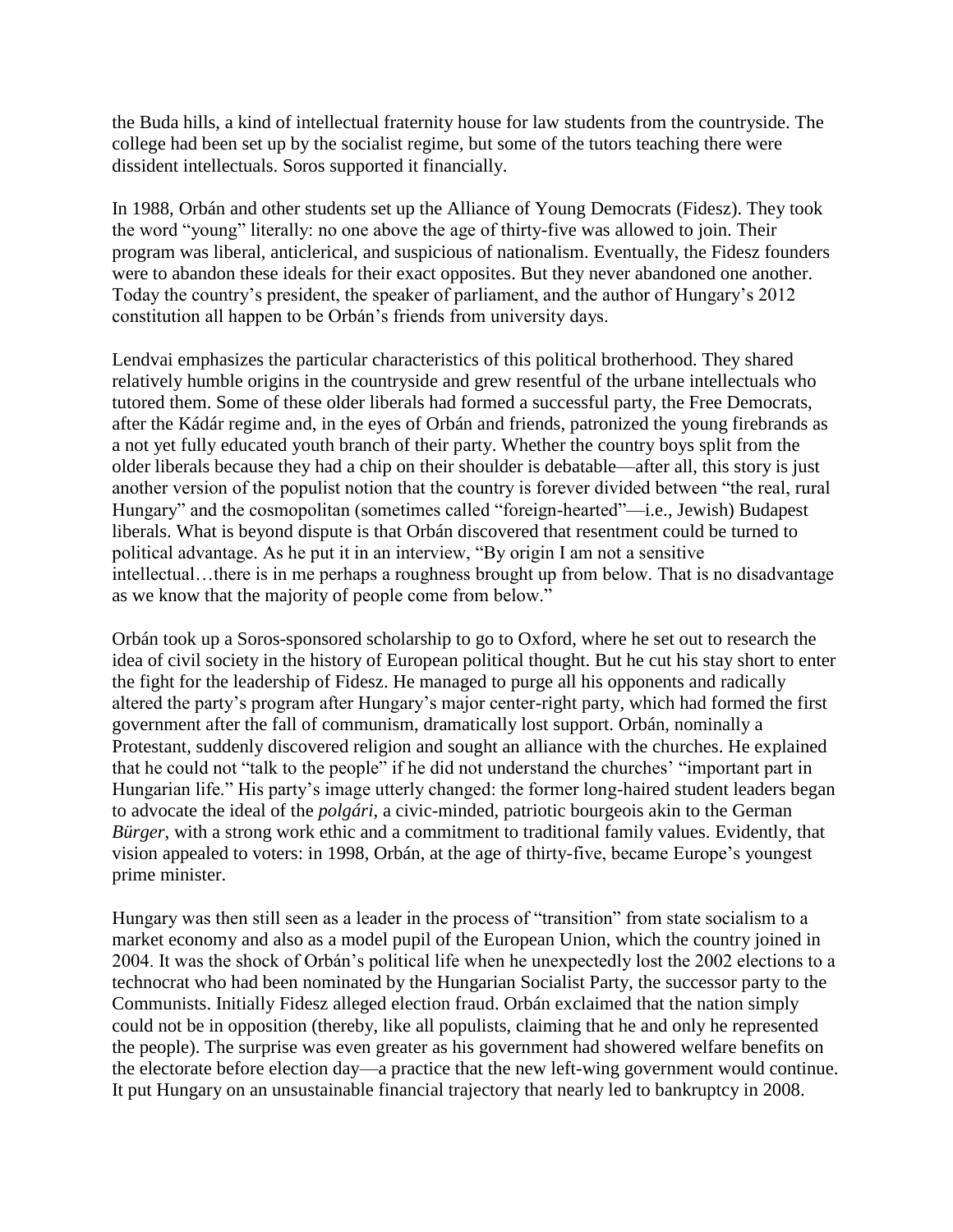the Buda hills, a kind of intellectual fraternity house for law students from the countryside. The college had been set up by the socialist regime, but some of the tutors teaching there were dissident intellectuals. Soros supported it financially.

In 1988, Orbán and other students set up the Alliance of Young Democrats (Fidesz). They took the word "young" literally: no one above the age of thirty-five was allowed to join. Their program was liberal, anticlerical, and suspicious of nationalism. Eventually, the Fidesz founders were to abandon these ideals for their exact opposites. But they never abandoned one another. Today the country's president, the speaker of parliament, and the author of Hungary's 2012 constitution all happen to be Orbán's friends from university days.

Lendvai emphasizes the particular characteristics of this political brotherhood. They shared relatively humble origins in the countryside and grew resentful of the urbane intellectuals who tutored them. Some of these older liberals had formed a successful party, the Free Democrats, after the Kádár regime and, in the eyes of Orbán and friends, patronized the young firebrands as a not yet fully educated youth branch of their party. Whether the country boys split from the older liberals because they had a chip on their shoulder is debatable—after all, this story is just another version of the populist notion that the country is forever divided between "the real, rural Hungary" and the cosmopolitan (sometimes called "foreign-hearted"—i.e., Jewish) Budapest liberals. What is beyond dispute is that Orbán discovered that resentment could be turned to political advantage. As he put it in an interview, "By origin I am not a sensitive intellectual…there is in me perhaps a roughness brought up from below. That is no disadvantage as we know that the majority of people come from below."

Orbán took up a Soros-sponsored scholarship to go to Oxford, where he set out to research the idea of civil society in the history of European political thought. But he cut his stay short to enter the fight for the leadership of Fidesz. He managed to purge all his opponents and radically altered the party's program after Hungary's major center-right party, which had formed the first government after the fall of communism, dramatically lost support. Orbán, nominally a Protestant, suddenly discovered religion and sought an alliance with the churches. He explained that he could not "talk to the people" if he did not understand the churches' "important part in Hungarian life." His party's image utterly changed: the former long-haired student leaders began to advocate the ideal of the *polgári*, a civic-minded, patriotic bourgeois akin to the German *Bürger*, with a strong work ethic and a commitment to traditional family values. Evidently, that vision appealed to voters: in 1998, Orbán, at the age of thirty-five, became Europe's youngest prime minister.

Hungary was then still seen as a leader in the process of "transition" from state socialism to a market economy and also as a model pupil of the European Union, which the country joined in 2004. It was the shock of Orbán's political life when he unexpectedly lost the 2002 elections to a technocrat who had been nominated by the Hungarian Socialist Party, the successor party to the Communists. Initially Fidesz alleged election fraud. Orbán exclaimed that the nation simply could not be in opposition (thereby, like all populists, claiming that he and only he represented the people). The surprise was even greater as his government had showered welfare benefits on the electorate before election day—a practice that the new left-wing government would continue. It put Hungary on an unsustainable financial trajectory that nearly led to bankruptcy in 2008.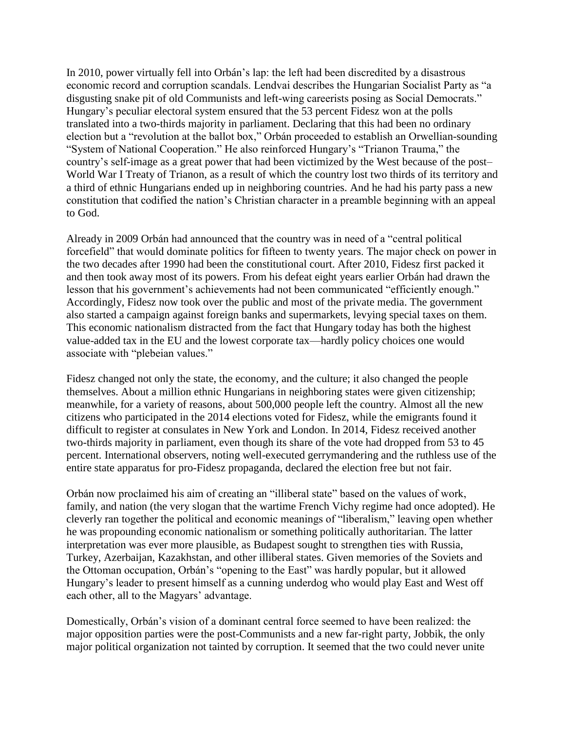In 2010, power virtually fell into Orbán's lap: the left had been discredited by a disastrous economic record and corruption scandals. Lendvai describes the Hungarian Socialist Party as "a disgusting snake pit of old Communists and left-wing careerists posing as Social Democrats." Hungary's peculiar electoral system ensured that the 53 percent Fidesz won at the polls translated into a two-thirds majority in parliament. Declaring that this had been no ordinary election but a "revolution at the ballot box," Orbán proceeded to establish an Orwellian-sounding "System of National Cooperation." He also reinforced Hungary's "Trianon Trauma," the country's self-image as a great power that had been victimized by the West because of the post–World War I Treaty of Trianon, as a result of which the country lost two thirds of its territory and a third of ethnic Hungarians ended up in neighboring countries. And he had his party pass a new constitution that codified the nation's Christian character in a preamble beginning with an appeal to God.

Already in 2009 Orbán had announced that the country was in need of a "central political forcefield" that would dominate politics for fifteen to twenty years. The major check on power in the two decades after 1990 had been the constitutional court. After 2010, Fidesz first packed it and then took away most of its powers. From his defeat eight years earlier Orbán had drawn the lesson that his government's achievements had not been communicated "efficiently enough." Accordingly, Fidesz now took over the public and most of the private media. The government also started a campaign against foreign banks and supermarkets, levying special taxes on them. This economic nationalism distracted from the fact that Hungary today has both the highest value-added tax in the EU and the lowest corporate tax—hardly policy choices one would associate with "plebeian values."

Fidesz changed not only the state, the economy, and the culture; it also changed the people themselves. About a million ethnic Hungarians in neighboring states were given citizenship; meanwhile, for a variety of reasons, about 500,000 people left the country. Almost all the new citizens who participated in the 2014 elections voted for Fidesz, while the emigrants found it difficult to register at consulates in New York and London. In 2014, Fidesz received another two-thirds majority in parliament, even though its share of the vote had dropped from 53 to 45 percent. International observers, noting well-executed gerrymandering and the ruthless use of the entire state apparatus for pro-Fidesz propaganda, declared the election free but not fair.

Orbán now proclaimed his aim of creating an "illiberal state" based on the values of work, family, and nation (the very slogan that the wartime French Vichy regime had once adopted). He cleverly ran together the political and economic meanings of "liberalism," leaving open whether he was propounding economic nationalism or something politically authoritarian. The latter interpretation was ever more plausible, as Budapest sought to strengthen ties with Russia, Turkey, Azerbaijan, Kazakhstan, and other illiberal states. Given memories of the Soviets and the Ottoman occupation, Orbán's "opening to the East" was hardly popular, but it allowed Hungary's leader to present himself as a cunning underdog who would play East and West off each other, all to the Magyars' advantage.

Domestically, Orbán's vision of a dominant central force seemed to have been realized: the major opposition parties were the post-Communists and a new far-right party, Jobbik, the only major political organization not tainted by corruption. It seemed that the two could never unite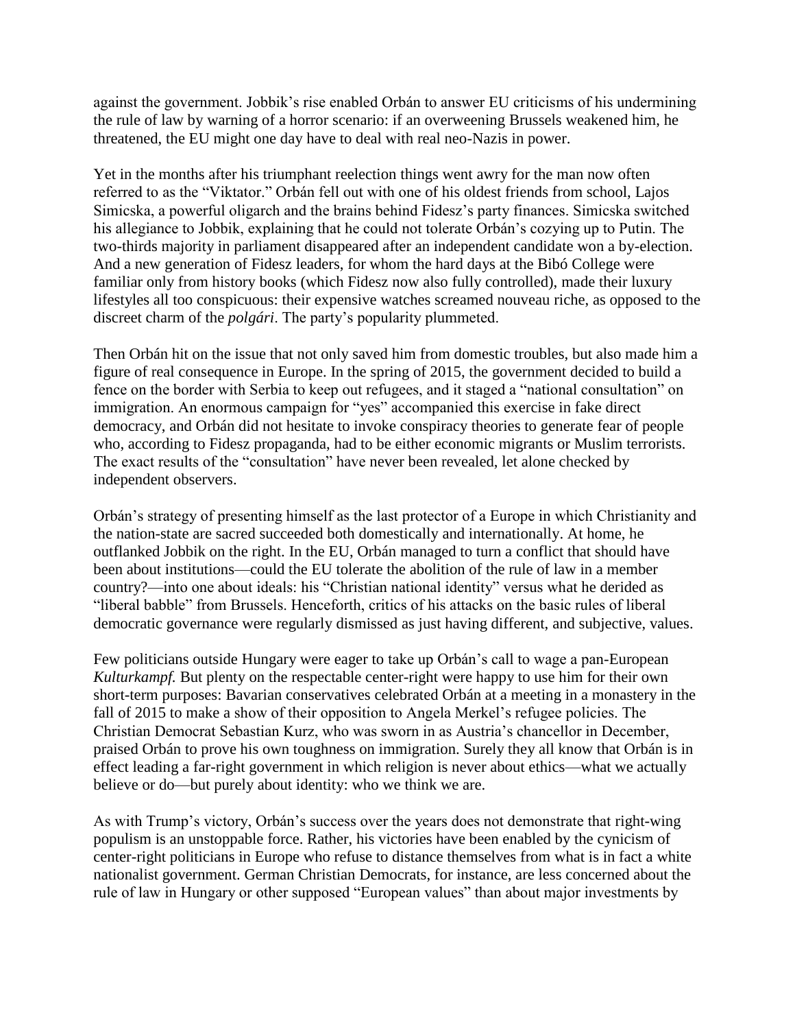against the government. Jobbik's rise enabled Orbán to answer EU criticisms of his undermining the rule of law by warning of a horror scenario: if an overweening Brussels weakened him, he threatened, the EU might one day have to deal with real neo-Nazis in power.

Yet in the months after his triumphant reelection things went awry for the man now often referred to as the "Viktator." Orbán fell out with one of his oldest friends from school, Lajos Simicska, a powerful oligarch and the brains behind Fidesz's party finances. Simicska switched his allegiance to Jobbik, explaining that he could not tolerate Orbán's cozying up to Putin. The two-thirds majority in parliament disappeared after an independent candidate won a by-election. And a new generation of Fidesz leaders, for whom the hard days at the Bibó College were familiar only from history books (which Fidesz now also fully controlled), made their luxury lifestyles all too conspicuous: their expensive watches screamed nouveau riche, as opposed to the discreet charm of the *polgári*. The party's popularity plummeted.

Then Orbán hit on the issue that not only saved him from domestic troubles, but also made him a figure of real consequence in Europe. In the spring of 2015, the government decided to build a fence on the border with Serbia to keep out refugees, and it staged a "national consultation" on immigration. An enormous campaign for "yes" accompanied this exercise in fake direct democracy, and Orbán did not hesitate to invoke conspiracy theories to generate fear of people who, according to Fidesz propaganda, had to be either economic migrants or Muslim terrorists. The exact results of the "consultation" have never been revealed, let alone checked by independent observers.

Orbán's strategy of presenting himself as the last protector of a Europe in which Christianity and the nation-state are sacred succeeded both domestically and internationally. At home, he outflanked Jobbik on the right. In the EU, Orbán managed to turn a conflict that should have been about institutions—could the EU tolerate the abolition of the rule of law in a member country?—into one about ideals: his "Christian national identity" versus what he derided as "liberal babble" from Brussels. Henceforth, critics of his attacks on the basic rules of liberal democratic governance were regularly dismissed as just having different, and subjective, values.

Few politicians outside Hungary were eager to take up Orbán's call to wage a pan-European *Kulturkampf.* But plenty on the respectable center-right were happy to use him for their own short-term purposes: Bavarian conservatives celebrated Orbán at a meeting in a monastery in the fall of 2015 to make a show of their opposition to Angela Merkel's refugee policies. The Christian Democrat Sebastian Kurz, who was sworn in as Austria's chancellor in December, praised Orbán to prove his own toughness on immigration. Surely they all know that Orbán is in effect leading a far-right government in which religion is never about ethics—what we actually believe or do—but purely about identity: who we think we are.

As with Trump's victory, Orbán's success over the years does not demonstrate that right-wing populism is an unstoppable force. Rather, his victories have been enabled by the cynicism of center-right politicians in Europe who refuse to distance themselves from what is in fact a white nationalist government. German Christian Democrats, for instance, are less concerned about the rule of law in Hungary or other supposed "European values" than about major investments by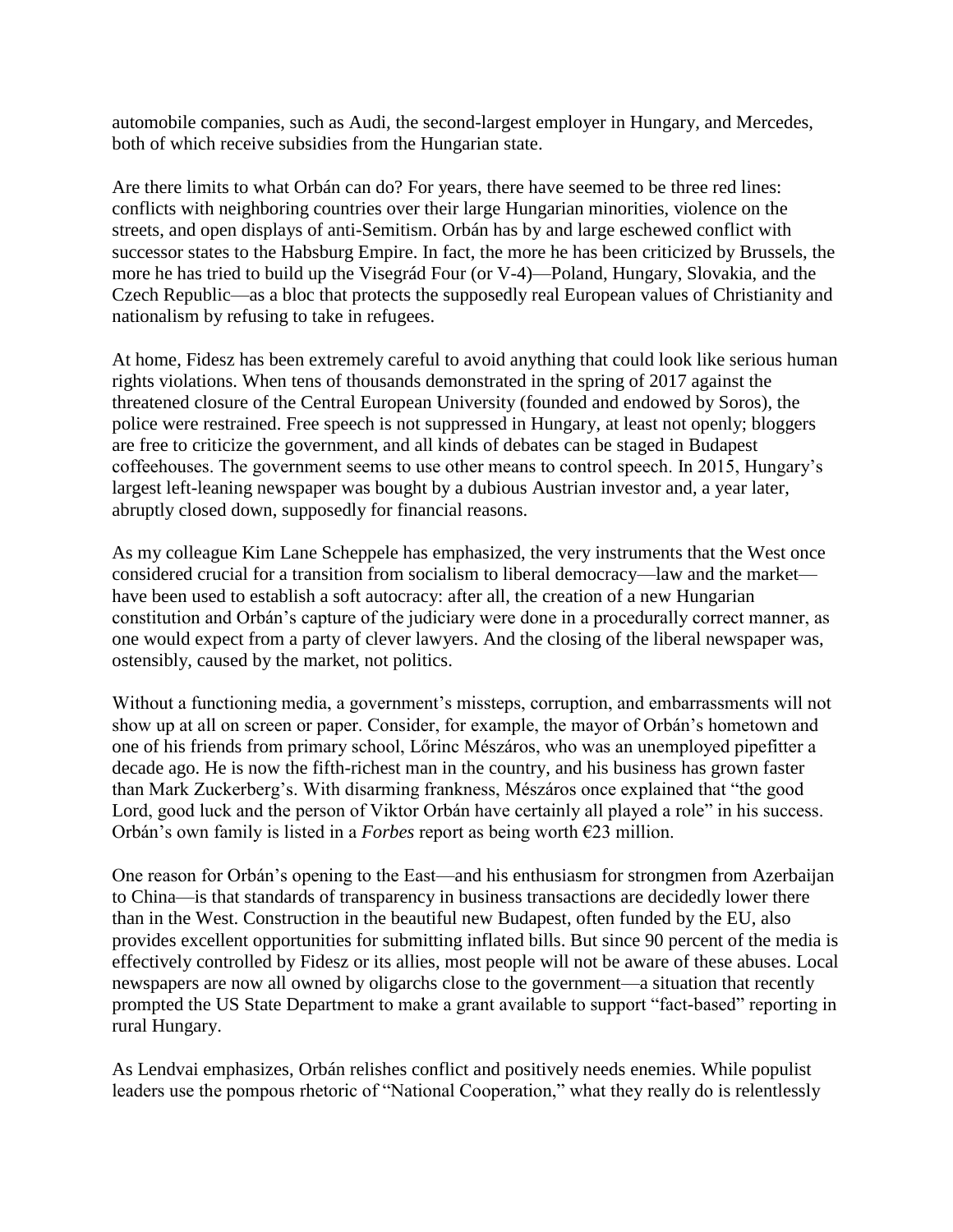automobile companies, such as Audi, the second-largest employer in Hungary, and Mercedes, both of which receive subsidies from the Hungarian state.

Are there limits to what Orbán can do? For years, there have seemed to be three red lines: conflicts with neighboring countries over their large Hungarian minorities, violence on the streets, and open displays of anti-Semitism. Orbán has by and large eschewed conflict with successor states to the Habsburg Empire. In fact, the more he has been criticized by Brussels, the more he has tried to build up the Visegrád Four (or V-4)—Poland, Hungary, Slovakia, and the Czech Republic—as a bloc that protects the supposedly real European values of Christianity and nationalism by refusing to take in refugees.

At home, Fidesz has been extremely careful to avoid anything that could look like serious human rights violations. When tens of thousands demonstrated in the spring of 2017 against the threatened closure of the Central European University (founded and endowed by Soros), the police were restrained. Free speech is not suppressed in Hungary, at least not openly; bloggers are free to criticize the government, and all kinds of debates can be staged in Budapest coffeehouses. The government seems to use other means to control speech. In 2015, Hungary's largest left-leaning newspaper was bought by a dubious Austrian investor and, a year later, abruptly closed down, supposedly for financial reasons.

As my colleague Kim Lane Scheppele has emphasized, the very instruments that the West once considered crucial for a transition from socialism to liberal democracy—law and the market—have been used to establish a soft autocracy: after all, the creation of a new Hungarian constitution and Orbán's capture of the judiciary were done in a procedurally correct manner, as one would expect from a party of clever lawyers. And the closing of the liberal newspaper was, ostensibly, caused by the market, not politics.

Without a functioning media, a government's missteps, corruption, and embarrassments will not show up at all on screen or paper. Consider, for example, the mayor of Orbán's hometown and one of his friends from primary school, Lőrinc Mészáros, who was an unemployed pipefitter a decade ago. He is now the fifth-richest man in the country, and his business has grown faster than Mark Zuckerberg's. With disarming frankness, Mészáros once explained that "the good Lord, good luck and the person of Viktor Orbán have certainly all played a role" in his success. Orbán's own family is listed in a *Forbes* report as being worth €23 million.

One reason for Orbán's opening to the East—and his enthusiasm for strongmen from Azerbaijan to China—is that standards of transparency in business transactions are decidedly lower there than in the West. Construction in the beautiful new Budapest, often funded by the EU, also provides excellent opportunities for submitting inflated bills. But since 90 percent of the media is effectively controlled by Fidesz or its allies, most people will not be aware of these abuses. Local newspapers are now all owned by oligarchs close to the government—a situation that recently prompted the US State Department to make a grant available to support "fact-based" reporting in rural Hungary.

As Lendvai emphasizes, Orbán relishes conflict and positively needs enemies. While populist leaders use the pompous rhetoric of "National Cooperation," what they really do is relentlessly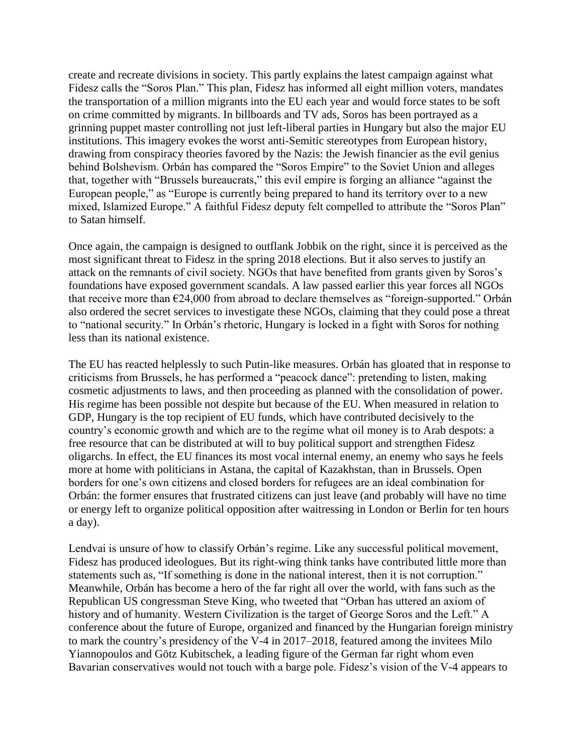create and recreate divisions in society. This partly explains the latest campaign against what Fidesz calls the "Soros Plan." This plan, Fidesz has informed all eight million voters, mandates the transportation of a million migrants into the EU each year and would force states to be soft on crime committed by migrants. In billboards and TV ads, Soros has been portrayed as a grinning puppet master controlling not just left-liberal parties in Hungary but also the major EU institutions. This imagery evokes the worst anti-Semitic stereotypes from European history, drawing from conspiracy theories favored by the Nazis: the Jewish financier as the evil genius behind Bolshevism. Orbán has compared the "Soros Empire" to the Soviet Union and alleges that, together with "Brussels bureaucrats," this evil empire is forging an alliance "against the European people," as "Europe is currently being prepared to hand its territory over to a new mixed, Islamized Europe." A faithful Fidesz deputy felt compelled to attribute the "Soros Plan" to Satan himself.

Once again, the campaign is designed to outflank Jobbik on the right, since it is perceived as the most significant threat to Fidesz in the spring 2018 elections. But it also serves to justify an attack on the remnants of civil society. NGOs that have benefited from grants given by Soros's foundations have exposed government scandals. A law passed earlier this year forces all NGOs that receive more than €24,000 from abroad to declare themselves as "foreign-supported." Orbán also ordered the secret services to investigate these NGOs, claiming that they could pose a threat to "national security." In Orbán's rhetoric, Hungary is locked in a fight with Soros for nothing less than its national existence.

The EU has reacted helplessly to such Putin-like measures. Orbán has gloated that in response to criticisms from Brussels, he has performed a "peacock dance": pretending to listen, making cosmetic adjustments to laws, and then proceeding as planned with the consolidation of power. His regime has been possible not despite but because of the EU. When measured in relation to GDP, Hungary is the top recipient of EU funds, which have contributed decisively to the country's economic growth and which are to the regime what oil money is to Arab despots: a free resource that can be distributed at will to buy political support and strengthen Fidesz oligarchs. In effect, the EU finances its most vocal internal enemy, an enemy who says he feels more at home with politicians in Astana, the capital of Kazakhstan, than in Brussels. Open borders for one's own citizens and closed borders for refugees are an ideal combination for Orbán: the former ensures that frustrated citizens can just leave (and probably will have no time or energy left to organize political opposition after waitressing in London or Berlin for ten hours a day).

Lendvai is unsure of how to classify Orbán's regime. Like any successful political movement, Fidesz has produced ideologues. But its right-wing think tanks have contributed little more than statements such as, "If something is done in the national interest, then it is not corruption." Meanwhile, Orbán has become a hero of the far right all over the world, with fans such as the Republican US congressman Steve King, who tweeted that "Orban has uttered an axiom of history and of humanity. Western Civilization is the target of George Soros and the Left." A conference about the future of Europe, organized and financed by the Hungarian foreign ministry to mark the country's presidency of the V-4 in 2017–2018, featured among the invitees Milo Yiannopoulos and Götz Kubitschek, a leading figure of the German far right whom even Bavarian conservatives would not touch with a barge pole. Fidesz's vision of the V-4 appears to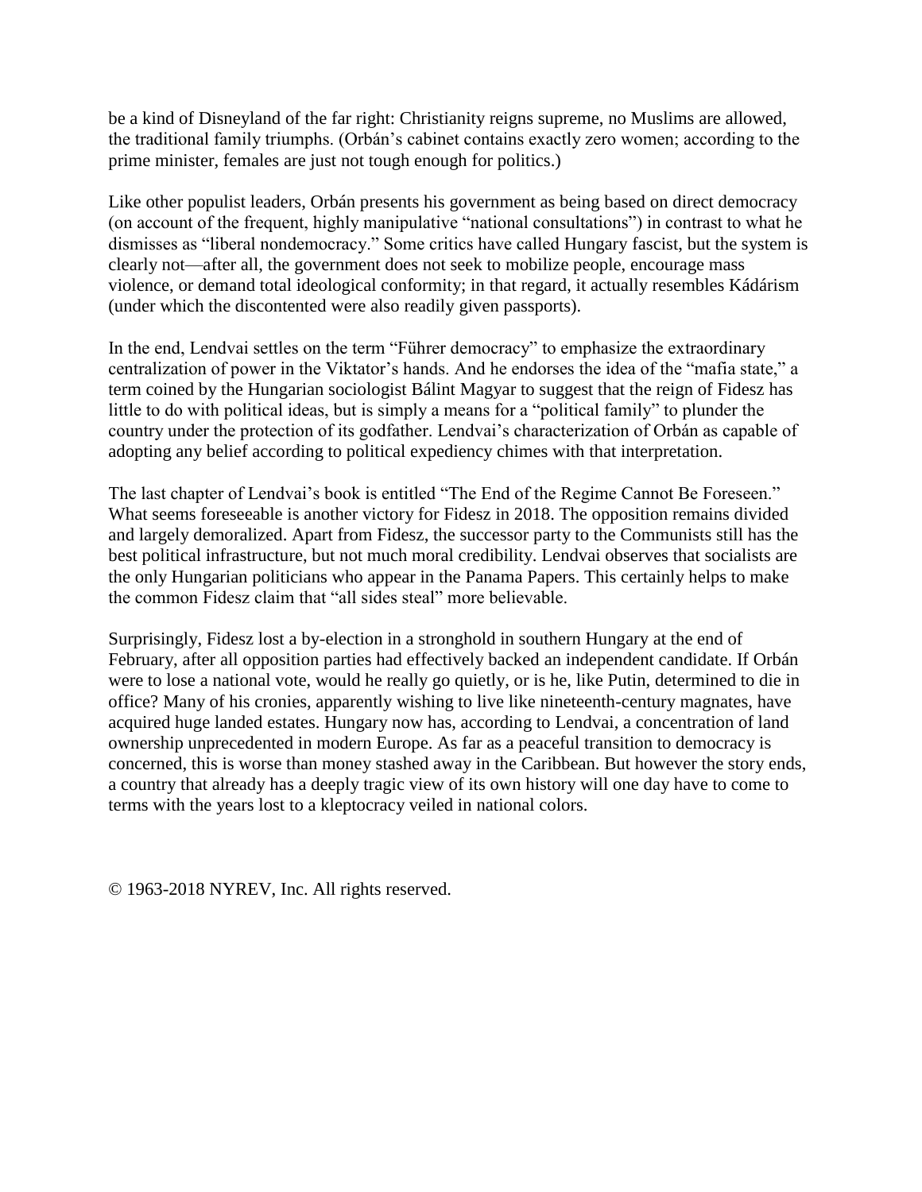be a kind of Disneyland of the far right: Christianity reigns supreme, no Muslims are allowed, the traditional family triumphs. (Orbán's cabinet contains exactly zero women; according to the prime minister, females are just not tough enough for politics.)

Like other populist leaders, Orbán presents his government as being based on direct democracy (on account of the frequent, highly manipulative "national consultations") in contrast to what he dismisses as "liberal nondemocracy." Some critics have called Hungary fascist, but the system is clearly not—after all, the government does not seek to mobilize people, encourage mass violence, or demand total ideological conformity; in that regard, it actually resembles Kádárism (under which the discontented were also readily given passports).

In the end, Lendvai settles on the term "Führer democracy" to emphasize the extraordinary centralization of power in the Viktator's hands. And he endorses the idea of the "mafia state," a term coined by the Hungarian sociologist Bálint Magyar to suggest that the reign of Fidesz has little to do with political ideas, but is simply a means for a "political family" to plunder the country under the protection of its godfather. Lendvai's characterization of Orbán as capable of adopting any belief according to political expediency chimes with that interpretation.

The last chapter of Lendvai's book is entitled "The End of the Regime Cannot Be Foreseen." What seems foreseeable is another victory for Fidesz in 2018. The opposition remains divided and largely demoralized. Apart from Fidesz, the successor party to the Communists still has the best political infrastructure, but not much moral credibility. Lendvai observes that socialists are the only Hungarian politicians who appear in the Panama Papers. This certainly helps to make the common Fidesz claim that "all sides steal" more believable.

Surprisingly, Fidesz lost a by-election in a stronghold in southern Hungary at the end of February, after all opposition parties had effectively backed an independent candidate. If Orbán were to lose a national vote, would he really go quietly, or is he, like Putin, determined to die in office? Many of his cronies, apparently wishing to live like nineteenth-century magnates, have acquired huge landed estates. Hungary now has, according to Lendvai, a concentration of land ownership unprecedented in modern Europe. As far as a peaceful transition to democracy is concerned, this is worse than money stashed away in the Caribbean. But however the story ends, a country that already has a deeply tragic view of its own history will one day have to come to terms with the years lost to a kleptocracy veiled in national colors.

© 1963-2018 NYREV, Inc. All rights reserved.